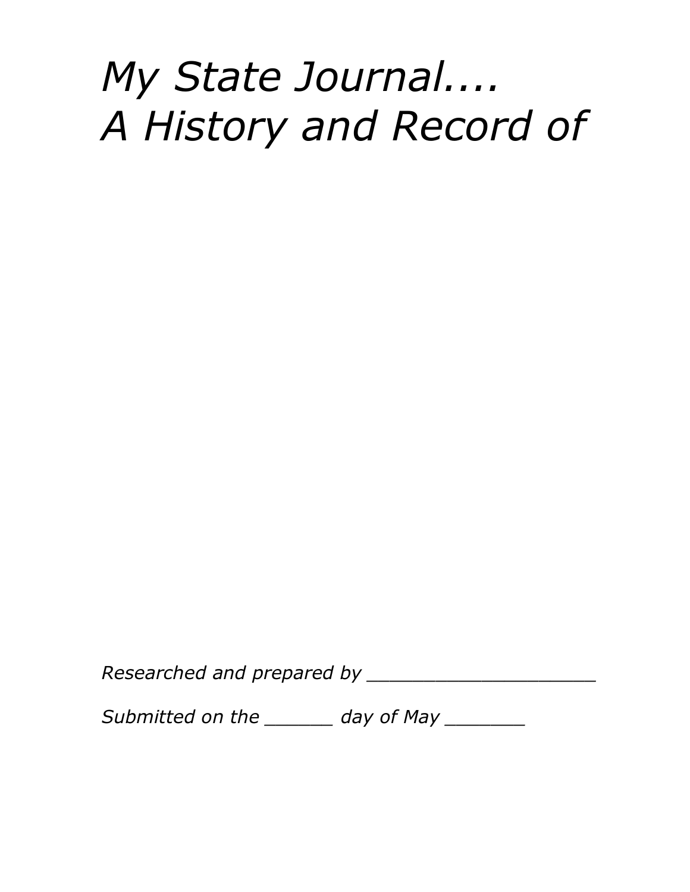# *My State Journal....*
# *A History and Record of*

*Researched and prepared by ____________________*

*Submitted on the ______ day of May _______*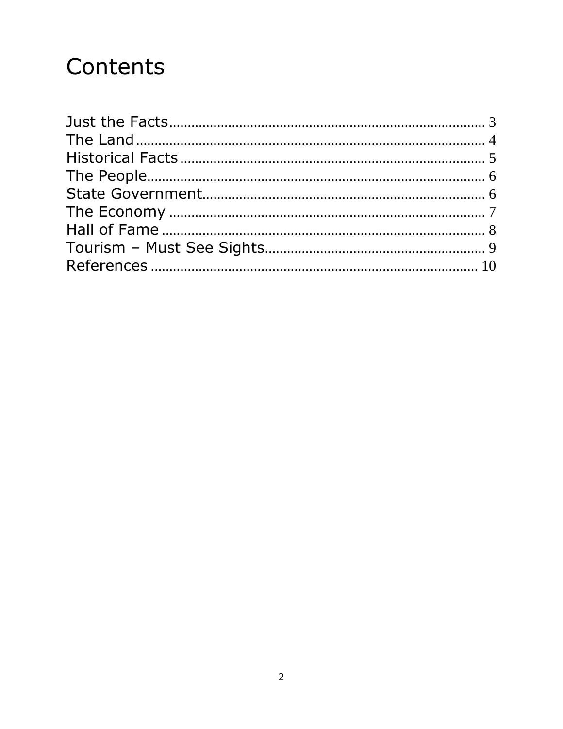# Contents

Just the Facts ........................................................................ 3
The Land ................................................................................ 4
Historical Facts ...................................................................... 5
The People .............................................................................. 6
State Government .................................................................. 6
The Economy .......................................................................... 7
Hall of Fame ........................................................................... 8
Tourism – Must See Sights .................................................... 9
References ............................................................................ 10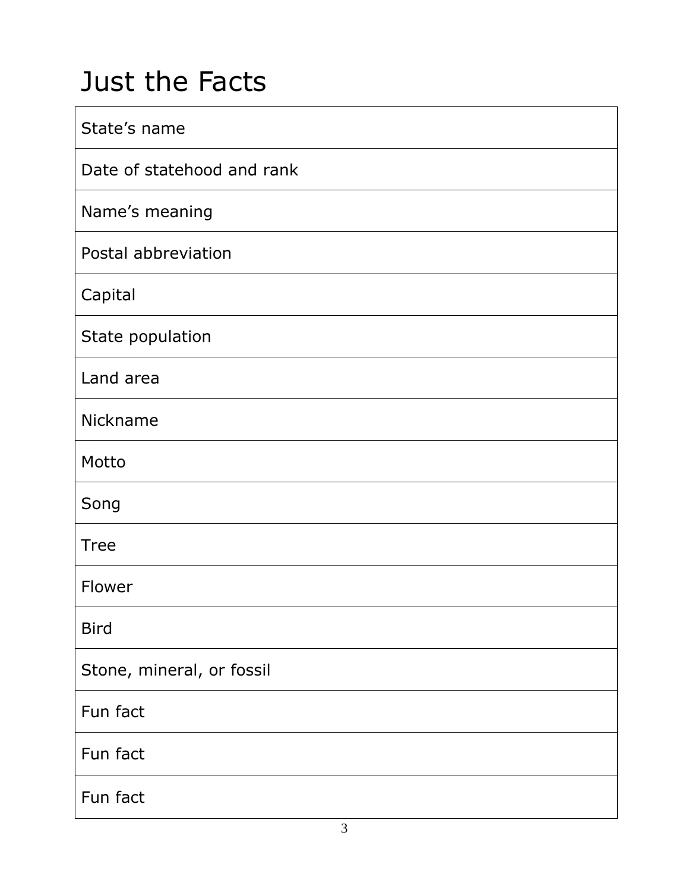# Just the Facts

| State's name | |
|---|---|
| Date of statehood and rank | |
| Name's meaning | |
| Postal abbreviation | |
| Capital | |
| State population | |
| Land area | |
| Nickname | |
| Motto | |
| Song | |
| Tree | |
| Flower | |
| Bird | |
| Stone, mineral, or fossil | |
| Fun fact | |
| Fun fact | |
| Fun fact | |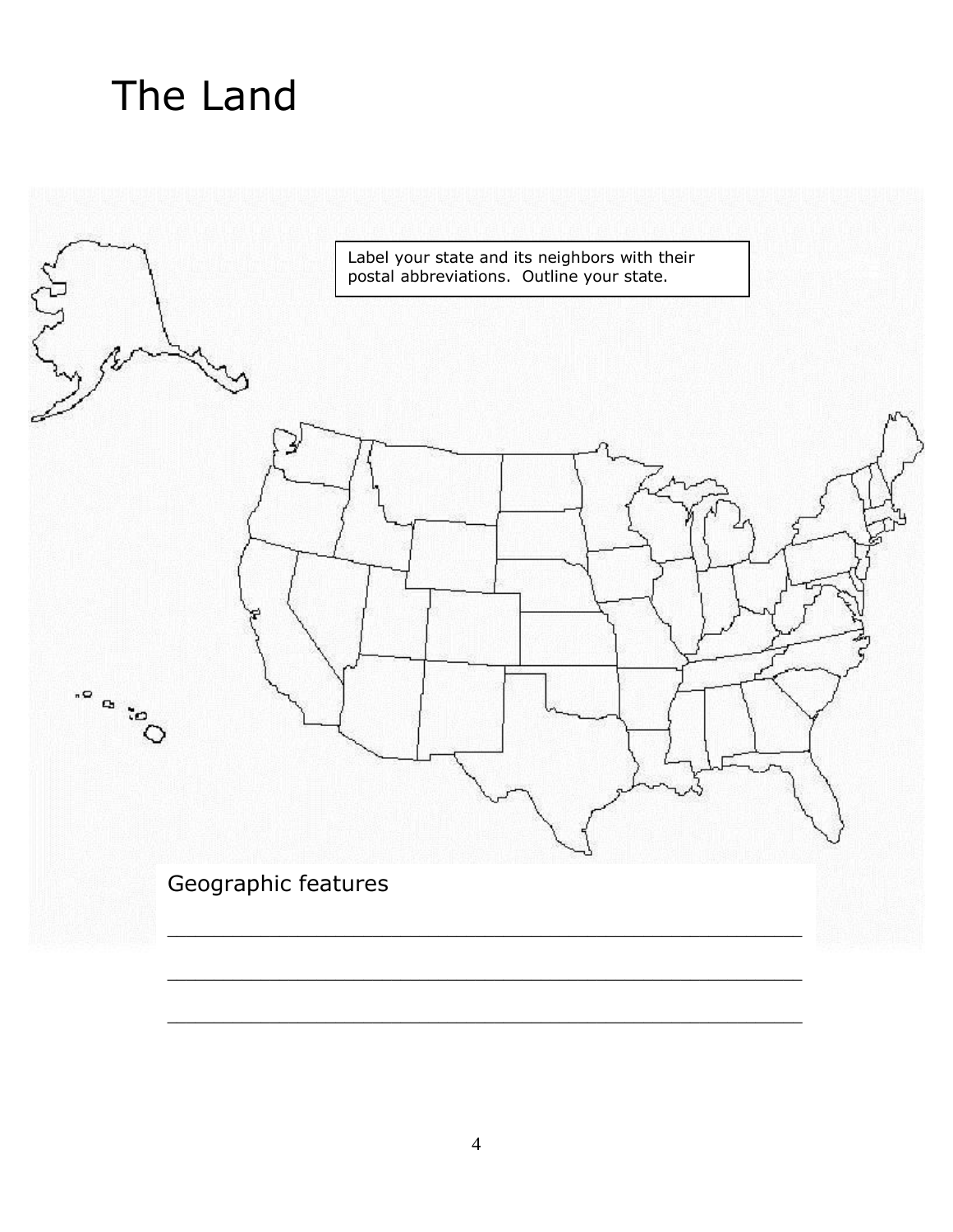# The Land

Label your state and its neighbors with their postal abbreviations. Outline your state.

Geographic features

___________________________________________________

___________________________________________________

___________________________________________________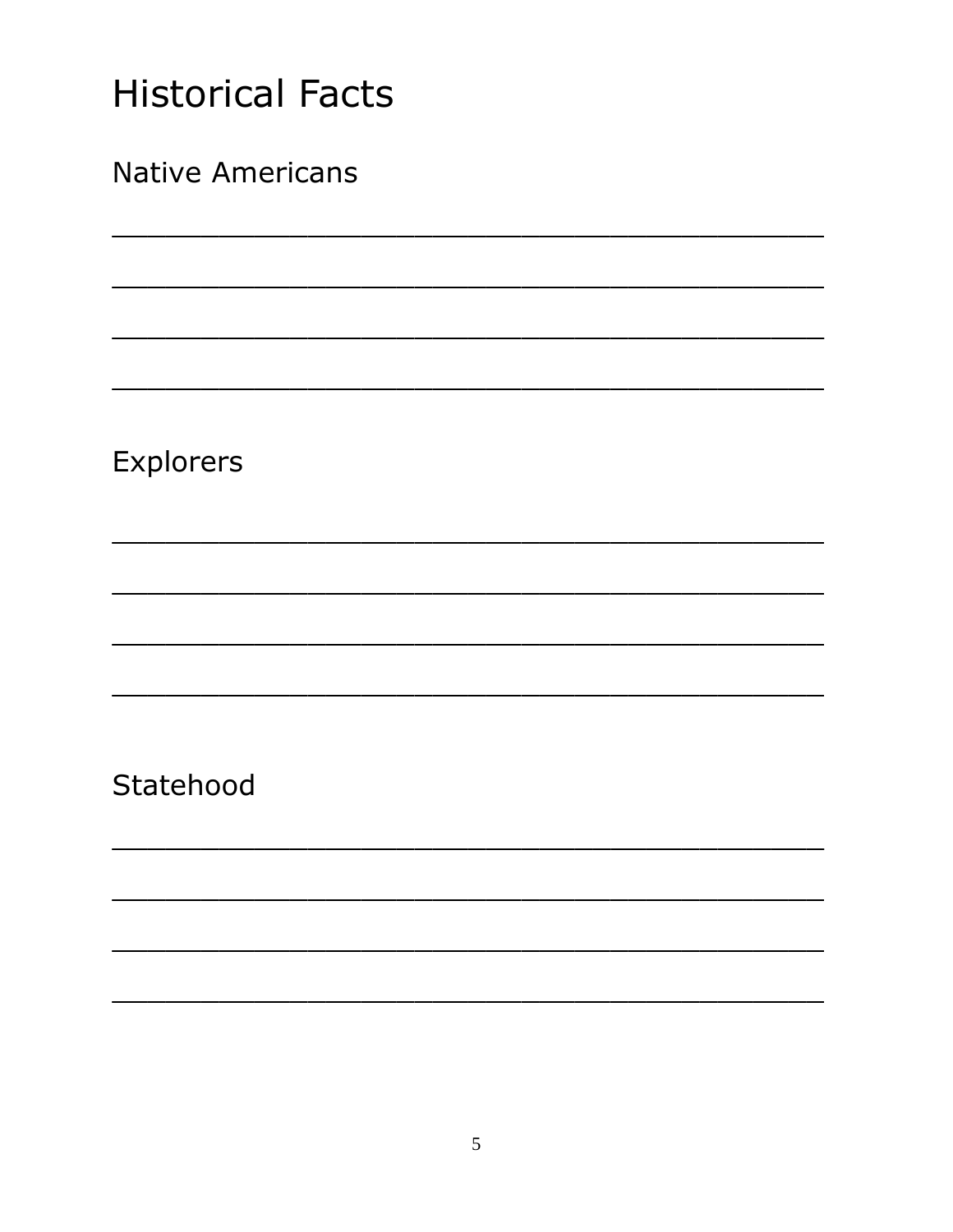# Historical Facts

## Native Americans

\_\_\_\_\_\_\_\_\_\_\_\_\_\_\_\_\_\_\_\_\_\_\_\_\_\_\_\_\_\_\_\_\_\_\_\_\_\_\_\_\_\_\_\_

\_\_\_\_\_\_\_\_\_\_\_\_\_\_\_\_\_\_\_\_\_\_\_\_\_\_\_\_\_\_\_\_\_\_\_\_\_\_\_\_\_\_\_\_

\_\_\_\_\_\_\_\_\_\_\_\_\_\_\_\_\_\_\_\_\_\_\_\_\_\_\_\_\_\_\_\_\_\_\_\_\_\_\_\_\_\_\_\_

\_\_\_\_\_\_\_\_\_\_\_\_\_\_\_\_\_\_\_\_\_\_\_\_\_\_\_\_\_\_\_\_\_\_\_\_\_\_\_\_\_\_\_\_

## Explorers

\_\_\_\_\_\_\_\_\_\_\_\_\_\_\_\_\_\_\_\_\_\_\_\_\_\_\_\_\_\_\_\_\_\_\_\_\_\_\_\_\_\_\_\_

\_\_\_\_\_\_\_\_\_\_\_\_\_\_\_\_\_\_\_\_\_\_\_\_\_\_\_\_\_\_\_\_\_\_\_\_\_\_\_\_\_\_\_\_

\_\_\_\_\_\_\_\_\_\_\_\_\_\_\_\_\_\_\_\_\_\_\_\_\_\_\_\_\_\_\_\_\_\_\_\_\_\_\_\_\_\_\_\_

\_\_\_\_\_\_\_\_\_\_\_\_\_\_\_\_\_\_\_\_\_\_\_\_\_\_\_\_\_\_\_\_\_\_\_\_\_\_\_\_\_\_\_\_

## Statehood

\_\_\_\_\_\_\_\_\_\_\_\_\_\_\_\_\_\_\_\_\_\_\_\_\_\_\_\_\_\_\_\_\_\_\_\_\_\_\_\_\_\_\_\_

\_\_\_\_\_\_\_\_\_\_\_\_\_\_\_\_\_\_\_\_\_\_\_\_\_\_\_\_\_\_\_\_\_\_\_\_\_\_\_\_\_\_\_\_

\_\_\_\_\_\_\_\_\_\_\_\_\_\_\_\_\_\_\_\_\_\_\_\_\_\_\_\_\_\_\_\_\_\_\_\_\_\_\_\_\_\_\_\_

\_\_\_\_\_\_\_\_\_\_\_\_\_\_\_\_\_\_\_\_\_\_\_\_\_\_\_\_\_\_\_\_\_\_\_\_\_\_\_\_\_\_\_\_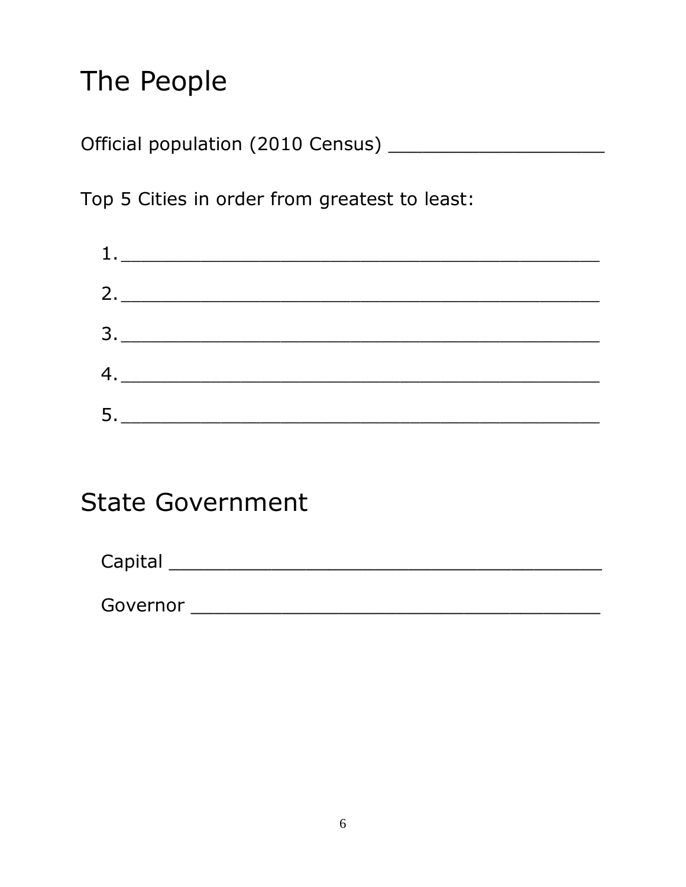# The People

Official population (2010 Census) ___________________

Top 5 Cities in order from greatest to least:

1. ___________________________________________
2. ___________________________________________
3. ___________________________________________
4. ___________________________________________
5. ___________________________________________

# State Government

Capital ______________________________________

Governor ____________________________________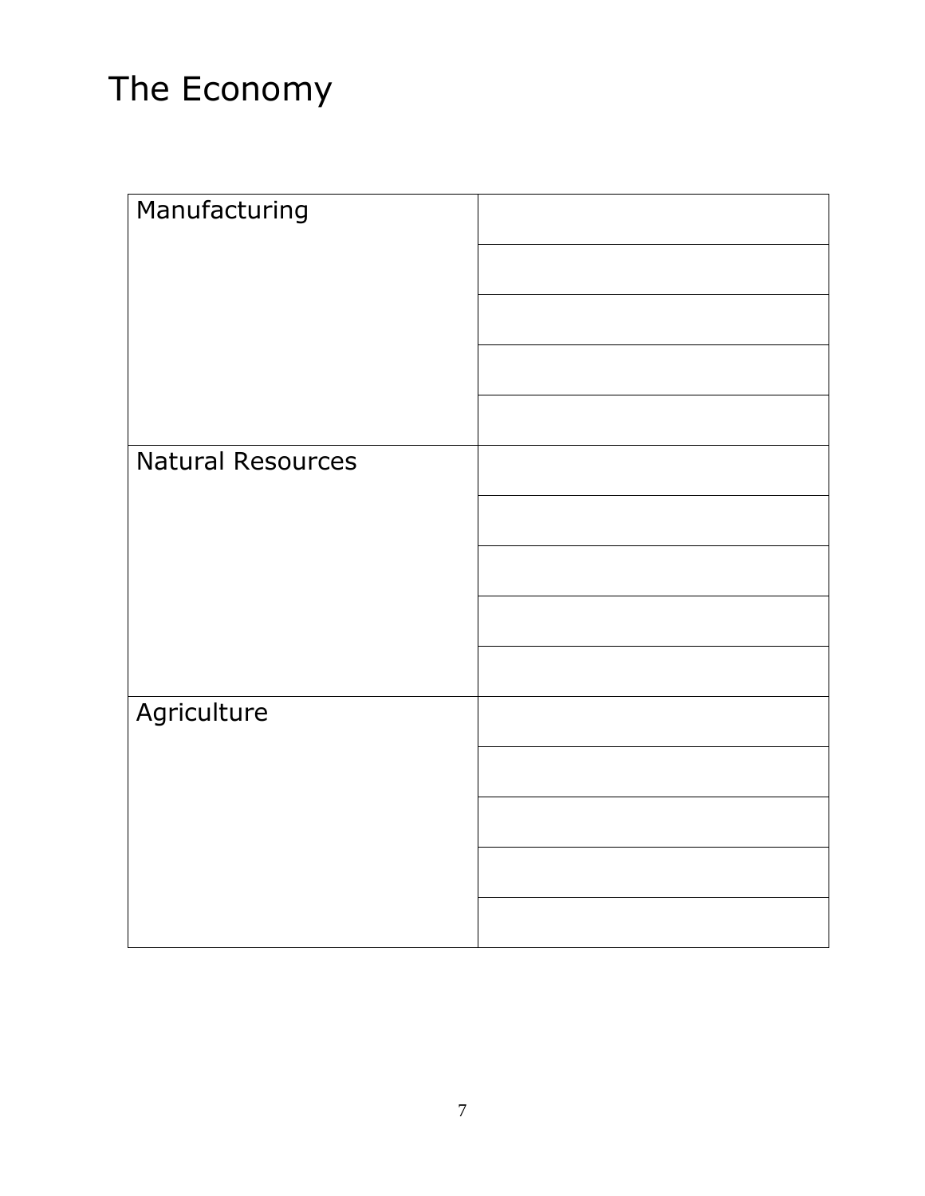# The Economy

| | |
|---|---|
| Manufacturing | |
| | |
| | |
| | |
| | |
| Natural Resources | |
| | |
| | |
| | |
| | |
| Agriculture | |
| | |
| | |
| | |
| | |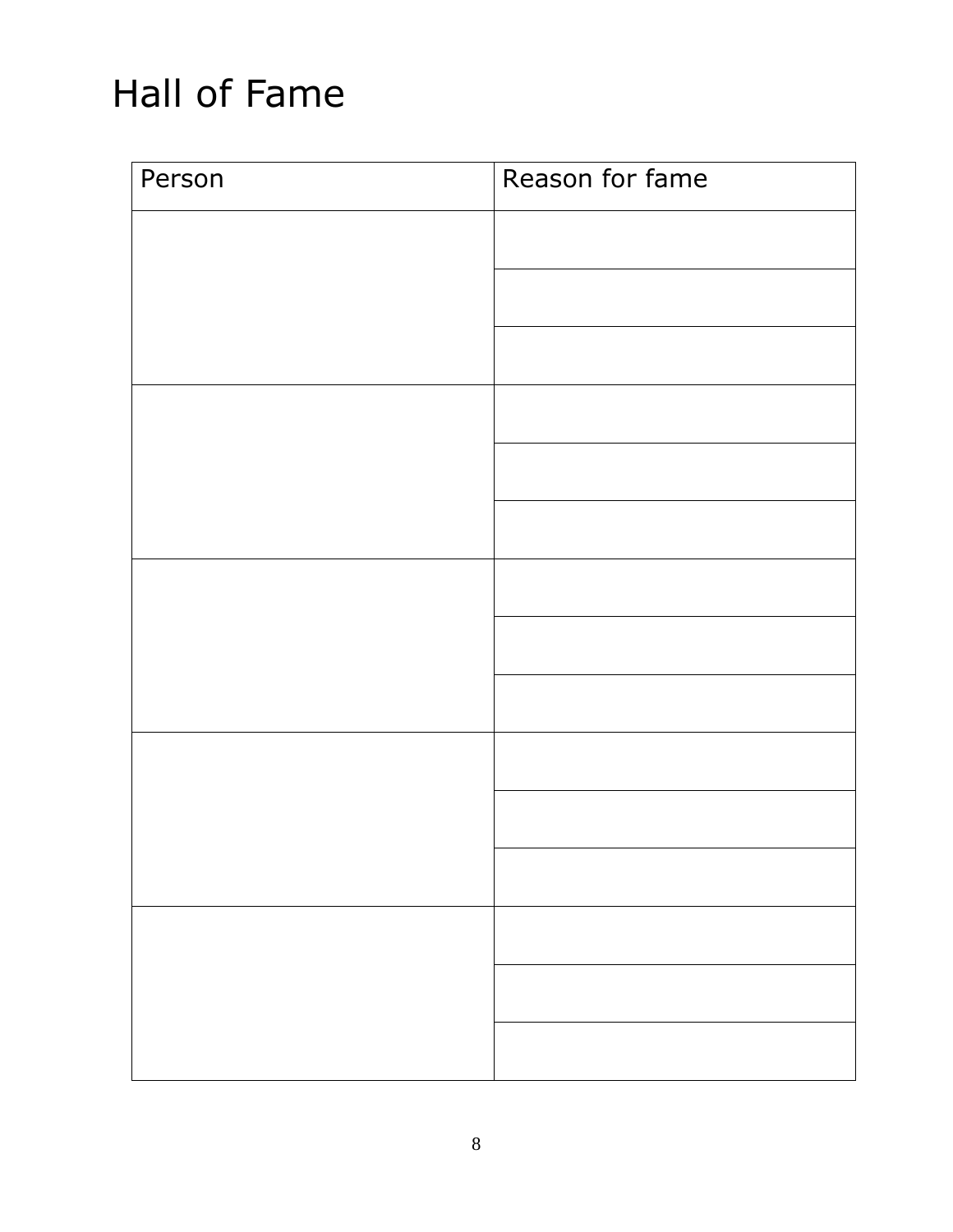# Hall of Fame

| Person | Reason for fame |
|---|---|
| | |
| | |
| | |
| | |
| | |
| | |
| | |
| | |
| | |
| | |
| | |
| | |
| | |
| | |
| | |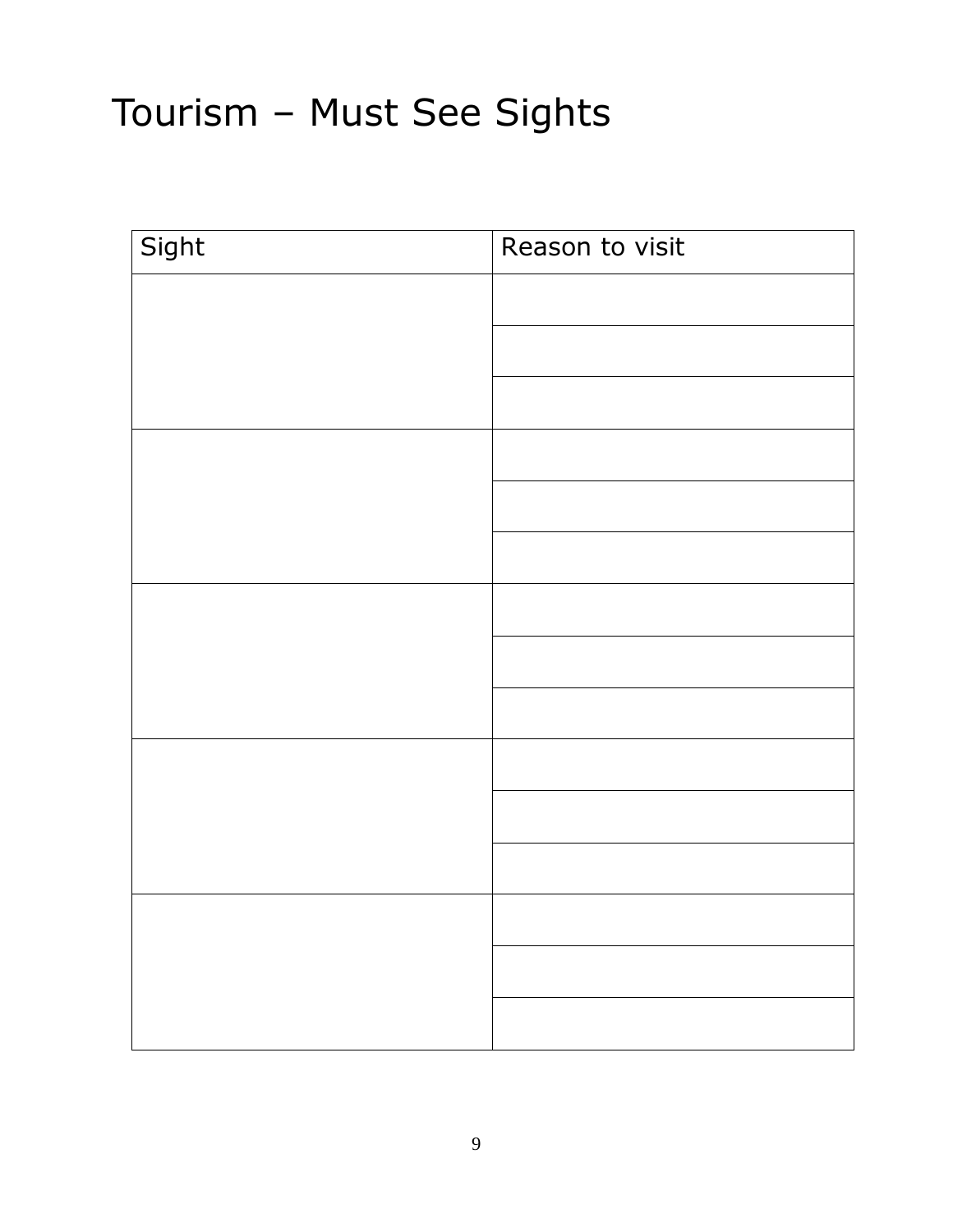# Tourism – Must See Sights

| Sight | Reason to visit |
|---|---|
| | |
| | |
| | |
| | |
| | |
| | |
| | |
| | |
| | |
| | |
| | |
| | |
| | |
| | |
| | |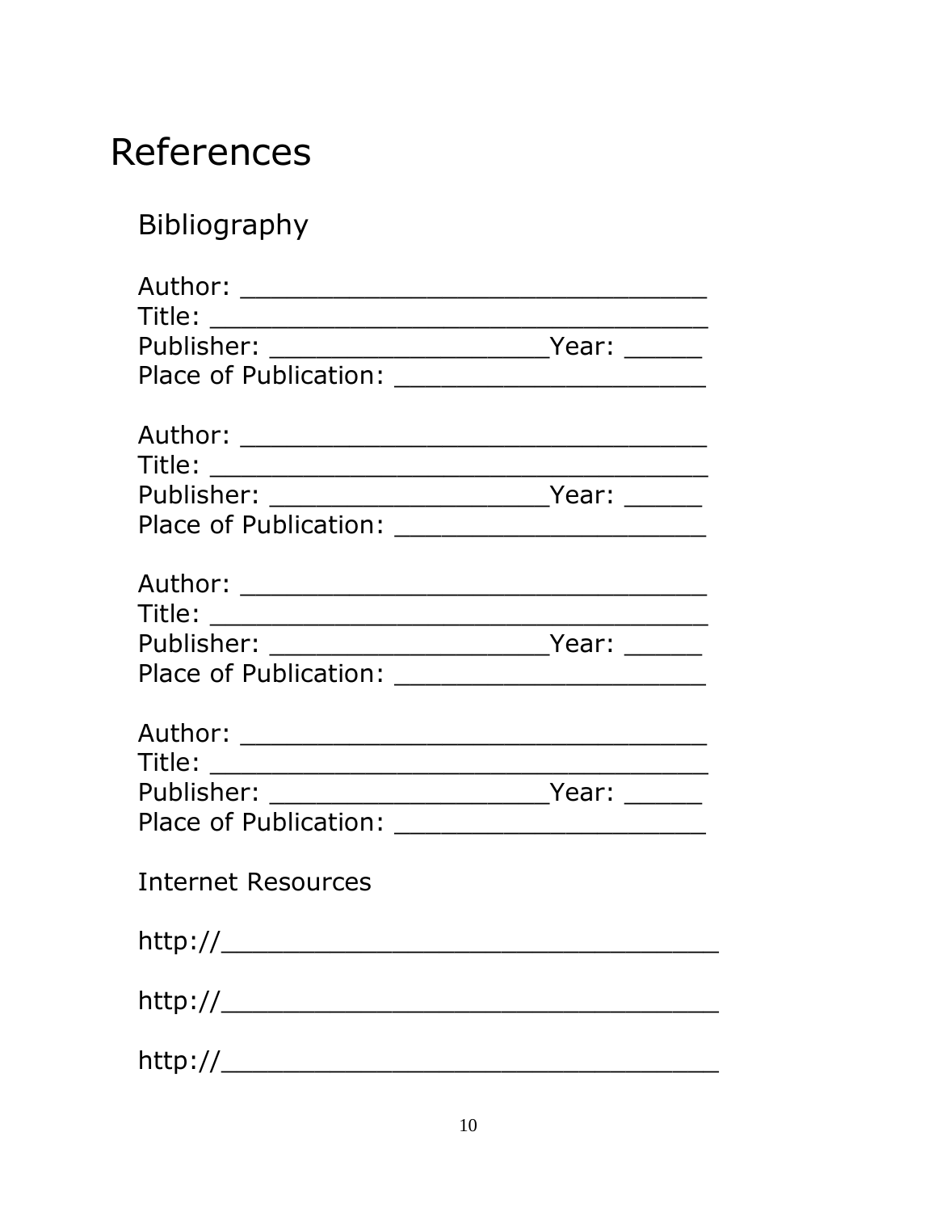# References

## Bibliography

Author: ______________________________
Title: ________________________________
Publisher: __________________Year: _____
Place of Publication: ____________________

Author: ______________________________
Title: ________________________________
Publisher: __________________Year: _____
Place of Publication: ____________________

Author: ______________________________
Title: ________________________________
Publisher: __________________Year: _____
Place of Publication: ____________________

Author: ______________________________
Title: ________________________________
Publisher: __________________Year: _____
Place of Publication: ____________________

## Internet Resources

http://________________________________

http://________________________________

http://________________________________